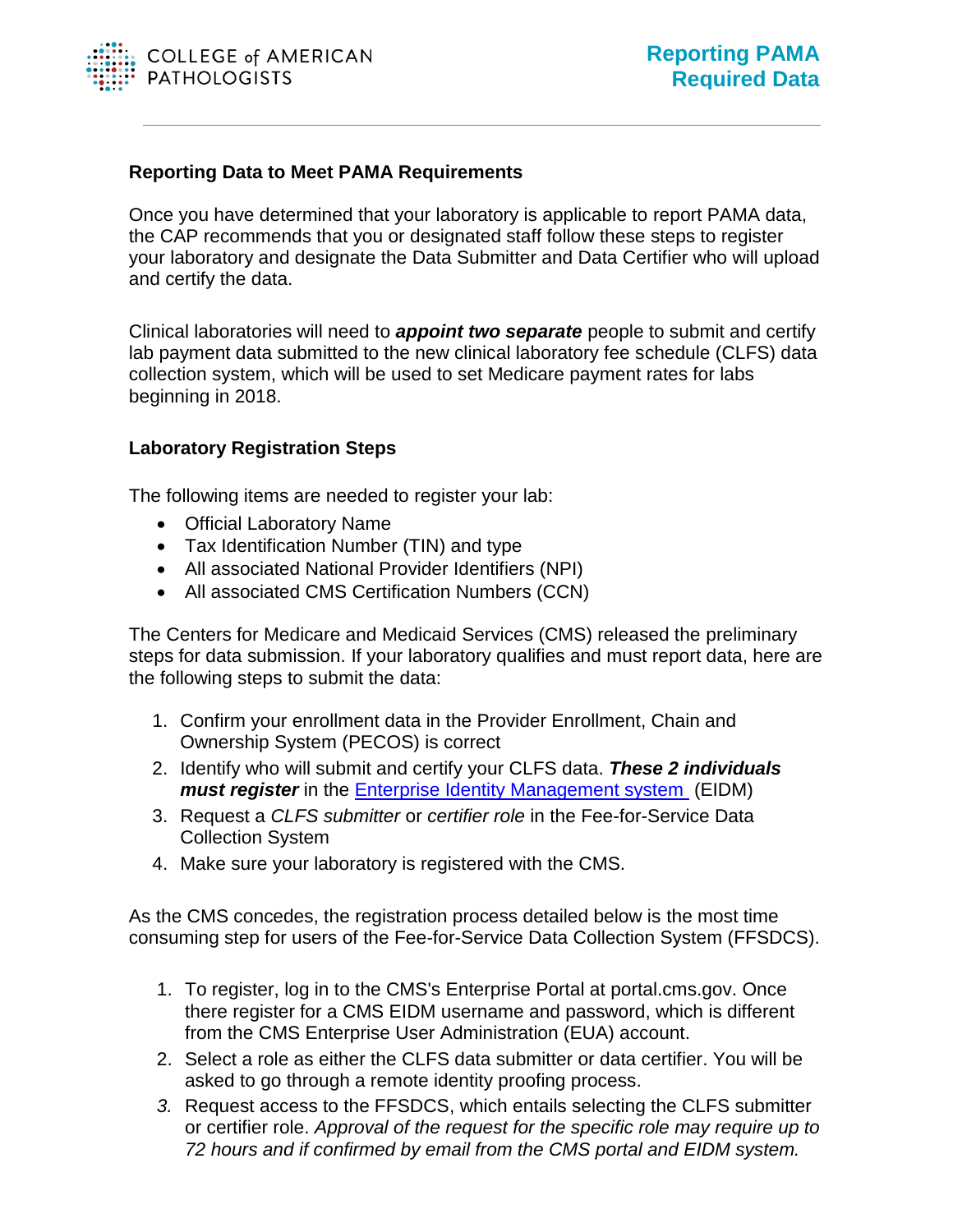# Reporting PAMA Required Data

## Reporting Data to Meet PAMA Requirements

Once you have determined that your laboratory is applicable to report PAMA data, the CAP recommends that you or designated staff follow these steps to register your laboratory and designate the Data Submitter and Data Certifier who will upload and certify the data.

Clinical laboratories will need to ***appoint two separate*** people to submit and certify lab payment data submitted to the new clinical laboratory fee schedule (CLFS) data collection system, which will be used to set Medicare payment rates for labs beginning in 2018.

## Laboratory Registration Steps

The following items are needed to register your lab:

- Official Laboratory Name
- Tax Identification Number (TIN) and type
- All associated National Provider Identifiers (NPI)
- All associated CMS Certification Numbers (CCN)

The Centers for Medicare and Medicaid Services (CMS) released the preliminary steps for data submission. If your laboratory qualifies and must report data, here are the following steps to submit the data:

1. Confirm your enrollment data in the Provider Enrollment, Chain and Ownership System (PECOS) is correct
2. Identify who will submit and certify your CLFS data. ***These 2 individuals must register*** in the Enterprise Identity Management system (EIDM)
3. Request a *CLFS submitter* or *certifier role* in the Fee-for-Service Data Collection System
4. Make sure your laboratory is registered with the CMS.

As the CMS concedes, the registration process detailed below is the most time consuming step for users of the Fee-for-Service Data Collection System (FFSDCS).

1. To register, log in to the CMS's Enterprise Portal at portal.cms.gov. Once there register for a CMS EIDM username and password, which is different from the CMS Enterprise User Administration (EUA) account.
2. Select a role as either the CLFS data submitter or data certifier. You will be asked to go through a remote identity proofing process.
3. Request access to the FFSDCS, which entails selecting the CLFS submitter or certifier role. *Approval of the request for the specific role may require up to 72 hours and if confirmed by email from the CMS portal and EIDM system.*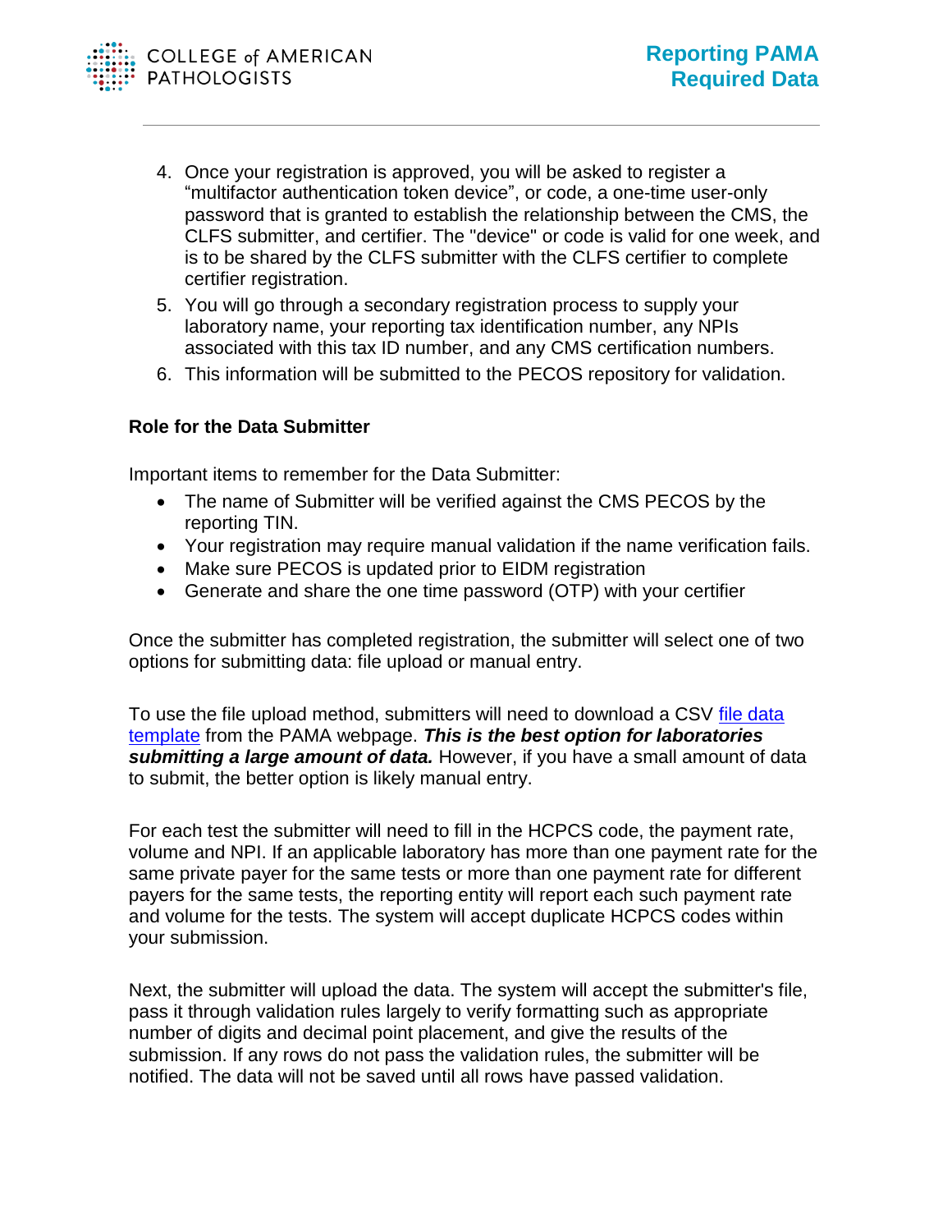4. Once your registration is approved, you will be asked to register a "multifactor authentication token device", or code, a one-time user-only password that is granted to establish the relationship between the CMS, the CLFS submitter, and certifier. The "device" or code is valid for one week, and is to be shared by the CLFS submitter with the CLFS certifier to complete certifier registration.
5. You will go through a secondary registration process to supply your laboratory name, your reporting tax identification number, any NPIs associated with this tax ID number, and any CMS certification numbers.
6. This information will be submitted to the PECOS repository for validation.

**Role for the Data Submitter**

Important items to remember for the Data Submitter:

- The name of Submitter will be verified against the CMS PECOS by the reporting TIN.
- Your registration may require manual validation if the name verification fails.
- Make sure PECOS is updated prior to EIDM registration
- Generate and share the one time password (OTP) with your certifier

Once the submitter has completed registration, the submitter will select one of two options for submitting data: file upload or manual entry.

To use the file upload method, submitters will need to download a CSV file data template from the PAMA webpage. ***This is the best option for laboratories submitting a large amount of data.*** However, if you have a small amount of data to submit, the better option is likely manual entry.

For each test the submitter will need to fill in the HCPCS code, the payment rate, volume and NPI. If an applicable laboratory has more than one payment rate for the same private payer for the same tests or more than one payment rate for different payers for the same tests, the reporting entity will report each such payment rate and volume for the tests. The system will accept duplicate HCPCS codes within your submission.

Next, the submitter will upload the data. The system will accept the submitter's file, pass it through validation rules largely to verify formatting such as appropriate number of digits and decimal point placement, and give the results of the submission. If any rows do not pass the validation rules, the submitter will be notified. The data will not be saved until all rows have passed validation.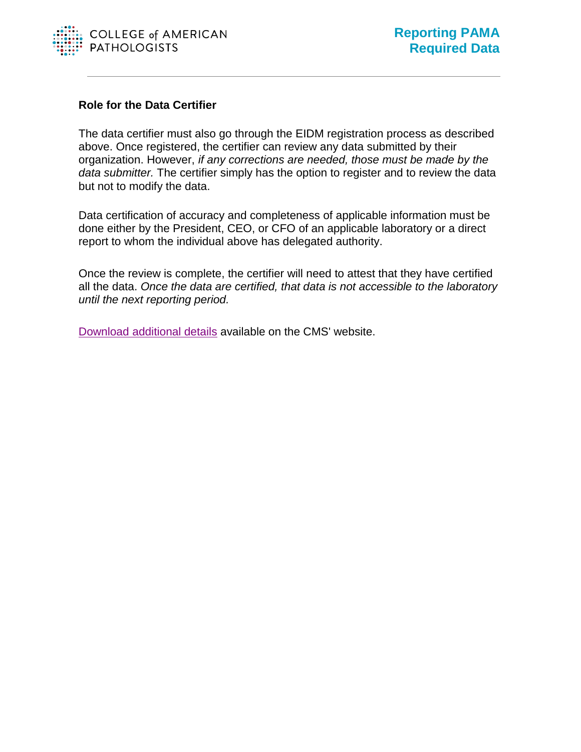**Role for the Data Certifier**

The data certifier must also go through the EIDM registration process as described above. Once registered, the certifier can review any data submitted by their organization. However, *if any corrections are needed, those must be made by the data submitter.* The certifier simply has the option to register and to review the data but not to modify the data.

Data certification of accuracy and completeness of applicable information must be done either by the President, CEO, or CFO of an applicable laboratory or a direct report to whom the individual above has delegated authority.

Once the review is complete, the certifier will need to attest that they have certified all the data. *Once the data are certified, that data is not accessible to the laboratory until the next reporting period.*

Download additional details available on the CMS' website.